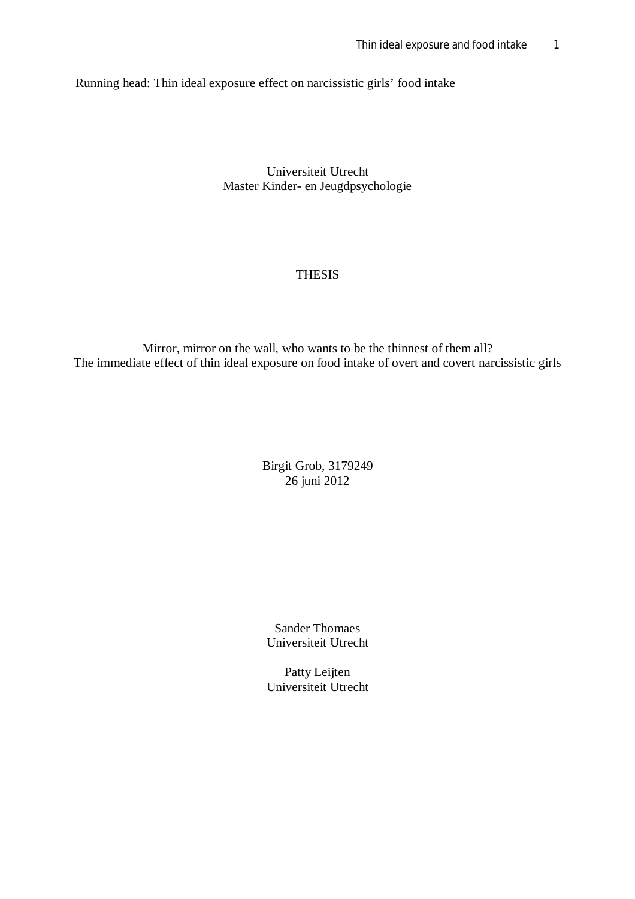Running head: Thin ideal exposure effect on narcissistic girls' food intake

Universiteit Utrecht
Master Kinder- en Jeugdpsychologie

THESIS

# Mirror, mirror on the wall, who wants to be the thinnest of them all?
## The immediate effect of thin ideal exposure on food intake of overt and covert narcissistic girls

Birgit Grob, 3179249
26 juni 2012

Sander Thomaes
Universiteit Utrecht

Patty Leijten
Universiteit Utrecht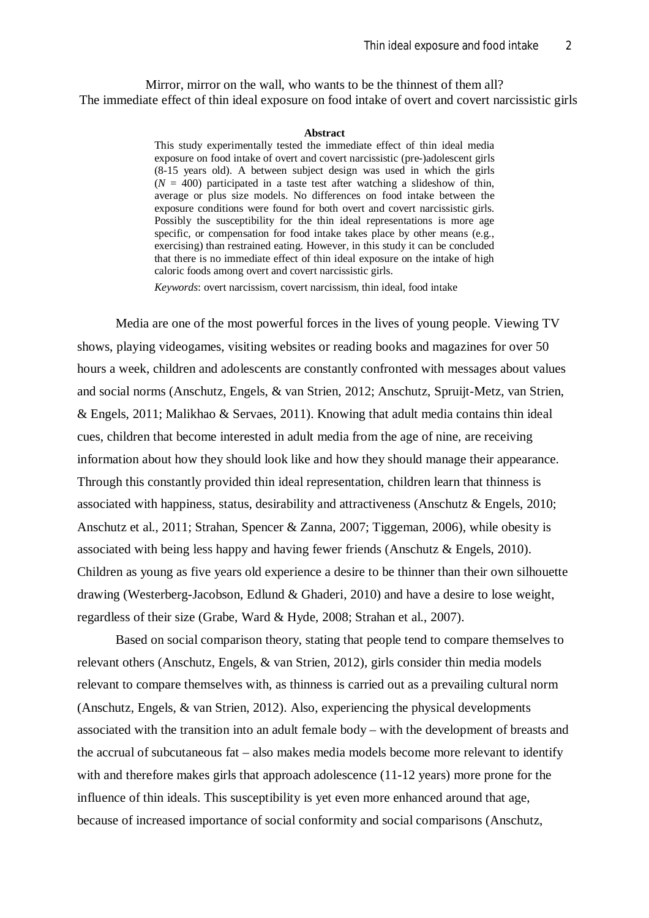# Mirror, mirror on the wall, who wants to be the thinnest of them all?
# The immediate effect of thin ideal exposure on food intake of overt and covert narcissistic girls

**Abstract**

This study experimentally tested the immediate effect of thin ideal media exposure on food intake of overt and covert narcissistic (pre-)adolescent girls (8-15 years old). A between subject design was used in which the girls ($N$ = 400) participated in a taste test after watching a slideshow of thin, average or plus size models. No differences on food intake between the exposure conditions were found for both overt and covert narcissistic girls. Possibly the susceptibility for the thin ideal representations is more age specific, or compensation for food intake takes place by other means (e.g., exercising) than restrained eating. However, in this study it can be concluded that there is no immediate effect of thin ideal exposure on the intake of high caloric foods among overt and covert narcissistic girls.

*Keywords*: overt narcissism, covert narcissism, thin ideal, food intake

Media are one of the most powerful forces in the lives of young people. Viewing TV shows, playing videogames, visiting websites or reading books and magazines for over 50 hours a week, children and adolescents are constantly confronted with messages about values and social norms (Anschutz, Engels, & van Strien, 2012; Anschutz, Spruijt-Metz, van Strien, & Engels, 2011; Malikhao & Servaes, 2011). Knowing that adult media contains thin ideal cues, children that become interested in adult media from the age of nine, are receiving information about how they should look like and how they should manage their appearance. Through this constantly provided thin ideal representation, children learn that thinness is associated with happiness, status, desirability and attractiveness (Anschutz & Engels, 2010; Anschutz et al., 2011; Strahan, Spencer & Zanna, 2007; Tiggeman, 2006), while obesity is associated with being less happy and having fewer friends (Anschutz & Engels, 2010). Children as young as five years old experience a desire to be thinner than their own silhouette drawing (Westerberg-Jacobson, Edlund & Ghaderi, 2010) and have a desire to lose weight, regardless of their size (Grabe, Ward & Hyde, 2008; Strahan et al., 2007).

Based on social comparison theory, stating that people tend to compare themselves to relevant others (Anschutz, Engels, & van Strien, 2012), girls consider thin media models relevant to compare themselves with, as thinness is carried out as a prevailing cultural norm (Anschutz, Engels, & van Strien, 2012). Also, experiencing the physical developments associated with the transition into an adult female body – with the development of breasts and the accrual of subcutaneous fat – also makes media models become more relevant to identify with and therefore makes girls that approach adolescence (11-12 years) more prone for the influence of thin ideals. This susceptibility is yet even more enhanced around that age, because of increased importance of social conformity and social comparisons (Anschutz,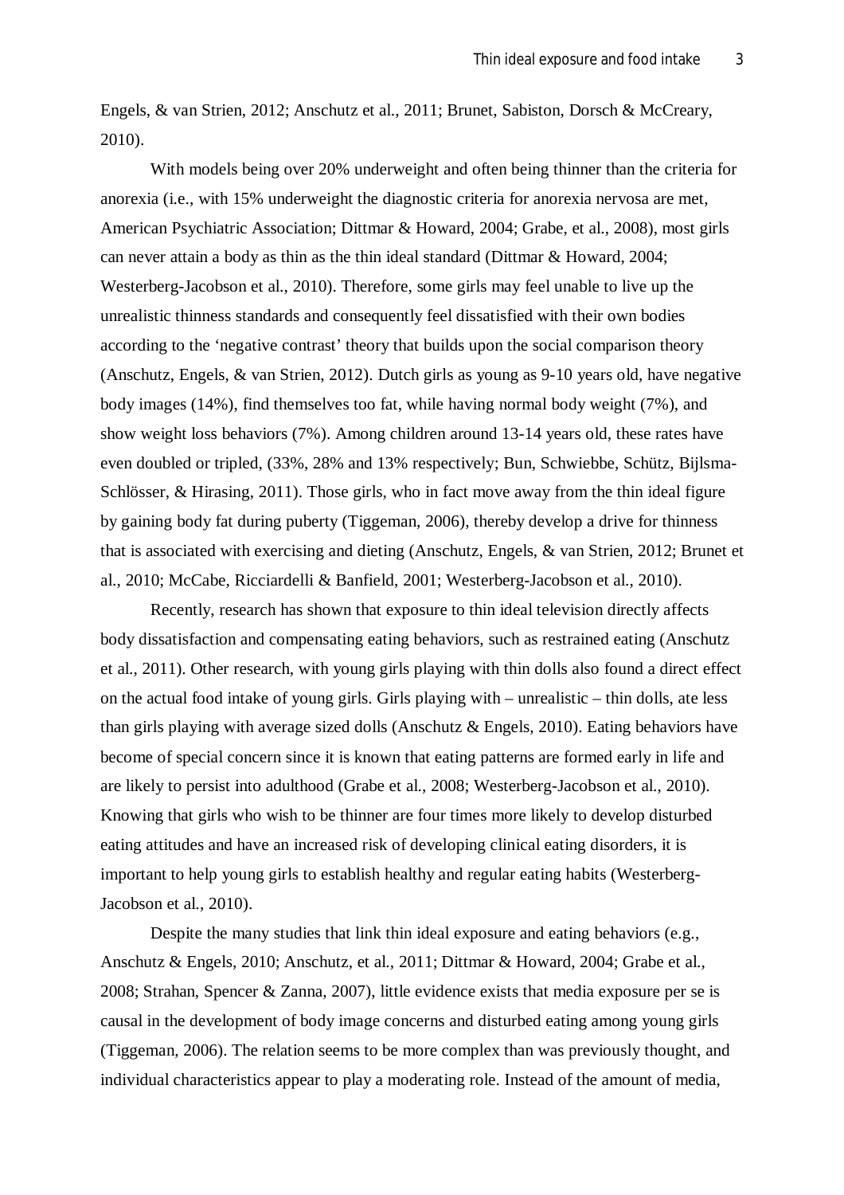Engels, & van Strien, 2012; Anschutz et al., 2011; Brunet, Sabiston, Dorsch & McCreary, 2010).

With models being over 20% underweight and often being thinner than the criteria for anorexia (i.e., with 15% underweight the diagnostic criteria for anorexia nervosa are met, American Psychiatric Association; Dittmar & Howard, 2004; Grabe, et al., 2008), most girls can never attain a body as thin as the thin ideal standard (Dittmar & Howard, 2004; Westerberg-Jacobson et al., 2010). Therefore, some girls may feel unable to live up the unrealistic thinness standards and consequently feel dissatisfied with their own bodies according to the 'negative contrast' theory that builds upon the social comparison theory (Anschutz, Engels, & van Strien, 2012). Dutch girls as young as 9-10 years old, have negative body images (14%), find themselves too fat, while having normal body weight (7%), and show weight loss behaviors (7%). Among children around 13-14 years old, these rates have even doubled or tripled, (33%, 28% and 13% respectively; Bun, Schwiebbe, Schütz, Bijlsma-Schlösser, & Hirasing, 2011). Those girls, who in fact move away from the thin ideal figure by gaining body fat during puberty (Tiggeman, 2006), thereby develop a drive for thinness that is associated with exercising and dieting (Anschutz, Engels, & van Strien, 2012; Brunet et al., 2010; McCabe, Ricciardelli & Banfield, 2001; Westerberg-Jacobson et al., 2010).

Recently, research has shown that exposure to thin ideal television directly affects body dissatisfaction and compensating eating behaviors, such as restrained eating (Anschutz et al., 2011). Other research, with young girls playing with thin dolls also found a direct effect on the actual food intake of young girls. Girls playing with – unrealistic – thin dolls, ate less than girls playing with average sized dolls (Anschutz & Engels, 2010). Eating behaviors have become of special concern since it is known that eating patterns are formed early in life and are likely to persist into adulthood (Grabe et al., 2008; Westerberg-Jacobson et al., 2010). Knowing that girls who wish to be thinner are four times more likely to develop disturbed eating attitudes and have an increased risk of developing clinical eating disorders, it is important to help young girls to establish healthy and regular eating habits (Westerberg-Jacobson et al., 2010).

Despite the many studies that link thin ideal exposure and eating behaviors (e.g., Anschutz & Engels, 2010; Anschutz, et al., 2011; Dittmar & Howard, 2004; Grabe et al., 2008; Strahan, Spencer & Zanna, 2007), little evidence exists that media exposure per se is causal in the development of body image concerns and disturbed eating among young girls (Tiggeman, 2006). The relation seems to be more complex than was previously thought, and individual characteristics appear to play a moderating role. Instead of the amount of media,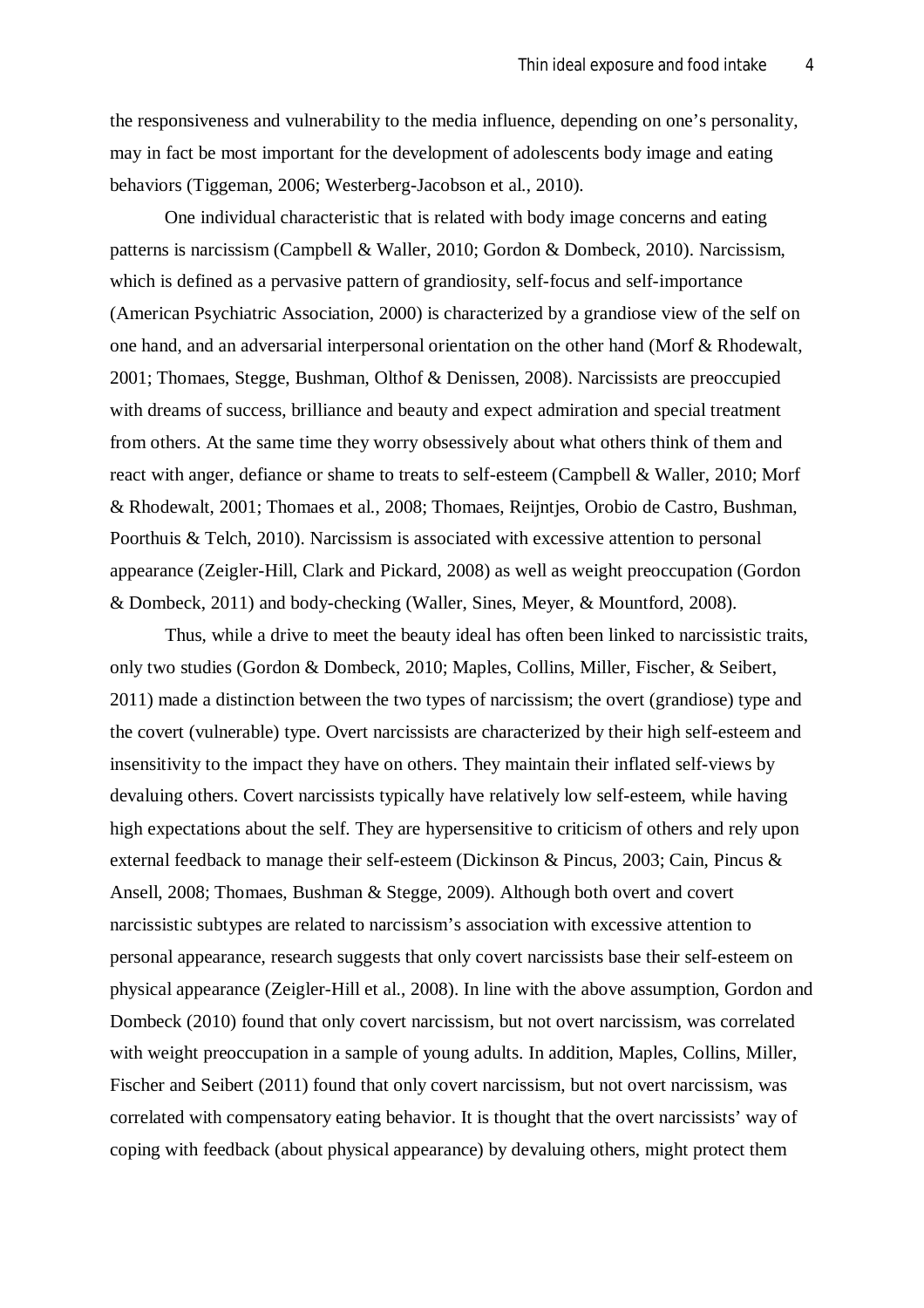the responsiveness and vulnerability to the media influence, depending on one's personality, may in fact be most important for the development of adolescents body image and eating behaviors (Tiggeman, 2006; Westerberg-Jacobson et al., 2010).

One individual characteristic that is related with body image concerns and eating patterns is narcissism (Campbell & Waller, 2010; Gordon & Dombeck, 2010). Narcissism, which is defined as a pervasive pattern of grandiosity, self-focus and self-importance (American Psychiatric Association, 2000) is characterized by a grandiose view of the self on one hand, and an adversarial interpersonal orientation on the other hand (Morf & Rhodewalt, 2001; Thomaes, Stegge, Bushman, Olthof & Denissen, 2008). Narcissists are preoccupied with dreams of success, brilliance and beauty and expect admiration and special treatment from others. At the same time they worry obsessively about what others think of them and react with anger, defiance or shame to treats to self-esteem (Campbell & Waller, 2010; Morf & Rhodewalt, 2001; Thomaes et al., 2008; Thomaes, Reijntjes, Orobio de Castro, Bushman, Poorthuis & Telch, 2010). Narcissism is associated with excessive attention to personal appearance (Zeigler-Hill, Clark and Pickard, 2008) as well as weight preoccupation (Gordon & Dombeck, 2011) and body-checking (Waller, Sines, Meyer, & Mountford, 2008).

Thus, while a drive to meet the beauty ideal has often been linked to narcissistic traits, only two studies (Gordon & Dombeck, 2010; Maples, Collins, Miller, Fischer, & Seibert, 2011) made a distinction between the two types of narcissism; the overt (grandiose) type and the covert (vulnerable) type. Overt narcissists are characterized by their high self-esteem and insensitivity to the impact they have on others. They maintain their inflated self-views by devaluing others. Covert narcissists typically have relatively low self-esteem, while having high expectations about the self. They are hypersensitive to criticism of others and rely upon external feedback to manage their self-esteem (Dickinson & Pincus, 2003; Cain, Pincus & Ansell, 2008; Thomaes, Bushman & Stegge, 2009). Although both overt and covert narcissistic subtypes are related to narcissism's association with excessive attention to personal appearance, research suggests that only covert narcissists base their self-esteem on physical appearance (Zeigler-Hill et al., 2008). In line with the above assumption, Gordon and Dombeck (2010) found that only covert narcissism, but not overt narcissism, was correlated with weight preoccupation in a sample of young adults. In addition, Maples, Collins, Miller, Fischer and Seibert (2011) found that only covert narcissism, but not overt narcissism, was correlated with compensatory eating behavior. It is thought that the overt narcissists' way of coping with feedback (about physical appearance) by devaluing others, might protect them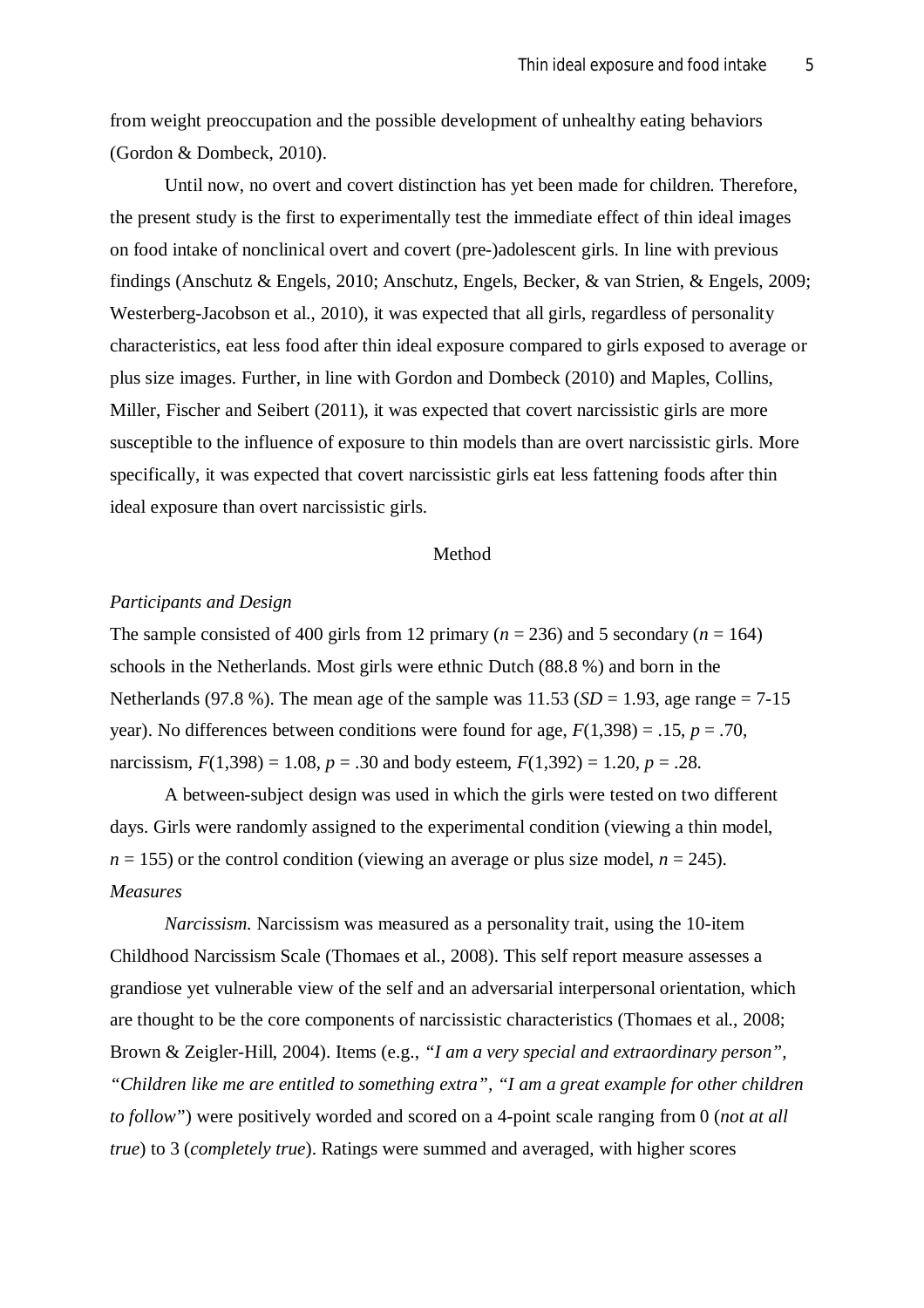from weight preoccupation and the possible development of unhealthy eating behaviors (Gordon & Dombeck, 2010).

Until now, no overt and covert distinction has yet been made for children. Therefore, the present study is the first to experimentally test the immediate effect of thin ideal images on food intake of nonclinical overt and covert (pre-)adolescent girls. In line with previous findings (Anschutz & Engels, 2010; Anschutz, Engels, Becker, & van Strien, & Engels, 2009; Westerberg-Jacobson et al., 2010), it was expected that all girls, regardless of personality characteristics, eat less food after thin ideal exposure compared to girls exposed to average or plus size images. Further, in line with Gordon and Dombeck (2010) and Maples, Collins, Miller, Fischer and Seibert (2011), it was expected that covert narcissistic girls are more susceptible to the influence of exposure to thin models than are overt narcissistic girls. More specifically, it was expected that covert narcissistic girls eat less fattening foods after thin ideal exposure than overt narcissistic girls.

## Method

### *Participants and Design*

The sample consisted of 400 girls from 12 primary ($n = 236$) and 5 secondary ($n = 164$) schools in the Netherlands. Most girls were ethnic Dutch (88.8 %) and born in the Netherlands (97.8 %). The mean age of the sample was 11.53 ($SD = 1.93$, age range = 7-15 year). No differences between conditions were found for age, $F(1,398) = .15$, $p = .70$, narcissism, $F(1,398) = 1.08$, $p = .30$ and body esteem, $F(1,392) = 1.20$, $p = .28$.

A between-subject design was used in which the girls were tested on two different days. Girls were randomly assigned to the experimental condition (viewing a thin model, $n = 155$) or the control condition (viewing an average or plus size model, $n = 245$).

### *Measures*

*Narcissism.* Narcissism was measured as a personality trait, using the 10-item Childhood Narcissism Scale (Thomaes et al., 2008). This self report measure assesses a grandiose yet vulnerable view of the self and an adversarial interpersonal orientation, which are thought to be the core components of narcissistic characteristics (Thomaes et al., 2008; Brown & Zeigler-Hill, 2004). Items (e.g., *"I am a very special and extraordinary person", "Children like me are entitled to something extra", "I am a great example for other children to follow"*) were positively worded and scored on a 4-point scale ranging from 0 (*not at all true*) to 3 (*completely true*). Ratings were summed and averaged, with higher scores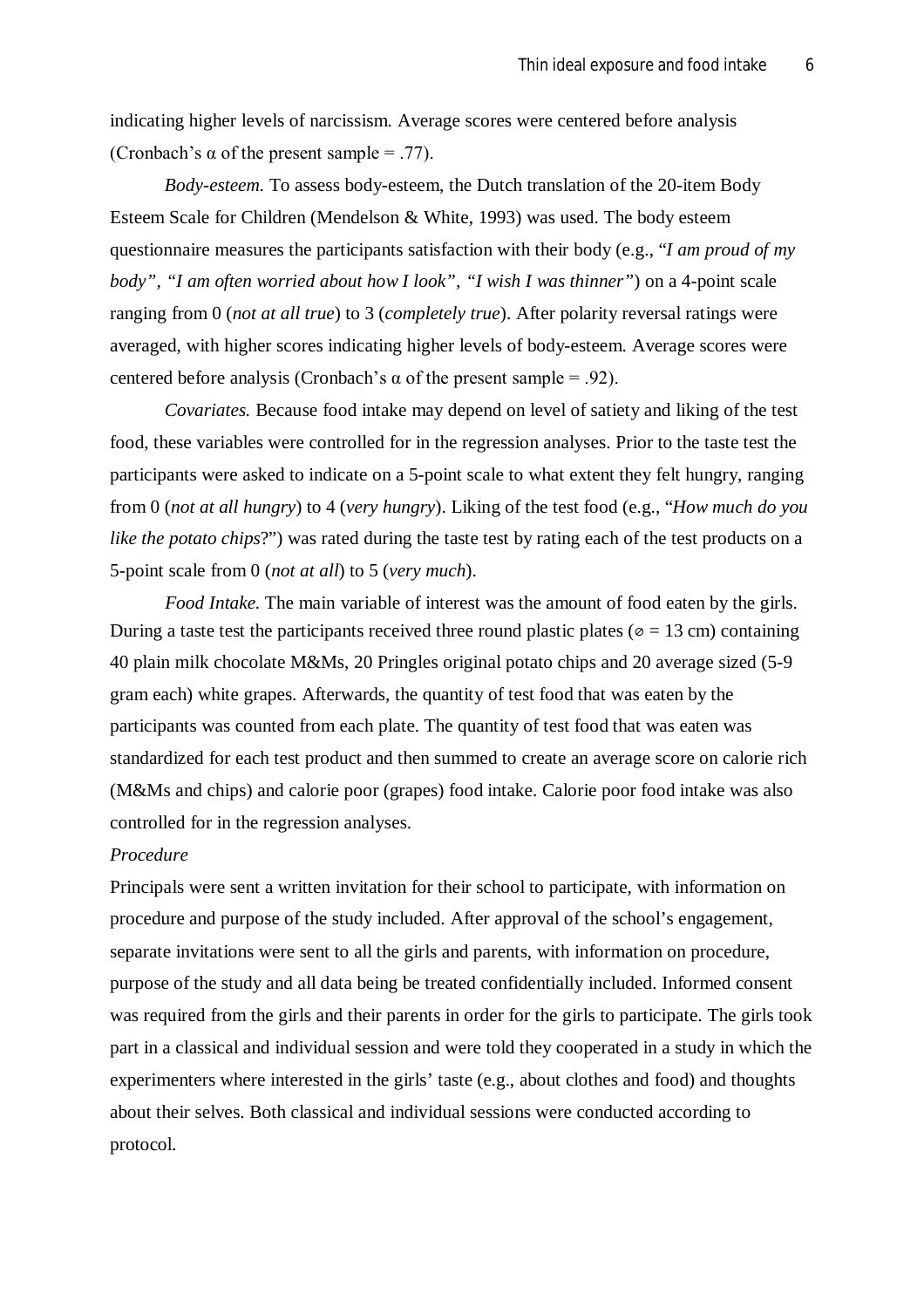indicating higher levels of narcissism. Average scores were centered before analysis (Cronbach's α of the present sample = .77).

*Body-esteem.* To assess body-esteem, the Dutch translation of the 20-item Body Esteem Scale for Children (Mendelson & White, 1993) was used. The body esteem questionnaire measures the participants satisfaction with their body (e.g., "*I am proud of my body", "I am often worried about how I look", "I wish I was thinner"*) on a 4-point scale ranging from 0 (*not at all true*) to 3 (*completely true*). After polarity reversal ratings were averaged, with higher scores indicating higher levels of body-esteem. Average scores were centered before analysis (Cronbach's α of the present sample = .92).

*Covariates.* Because food intake may depend on level of satiety and liking of the test food, these variables were controlled for in the regression analyses. Prior to the taste test the participants were asked to indicate on a 5-point scale to what extent they felt hungry, ranging from 0 (*not at all hungry*) to 4 (*very hungry*). Liking of the test food (e.g., "*How much do you like the potato chips*?") was rated during the taste test by rating each of the test products on a 5-point scale from 0 (*not at all*) to 5 (*very much*).

*Food Intake.* The main variable of interest was the amount of food eaten by the girls. During a taste test the participants received three round plastic plates (⌀ = 13 cm) containing 40 plain milk chocolate M&Ms, 20 Pringles original potato chips and 20 average sized (5-9 gram each) white grapes. Afterwards, the quantity of test food that was eaten by the participants was counted from each plate. The quantity of test food that was eaten was standardized for each test product and then summed to create an average score on calorie rich (M&Ms and chips) and calorie poor (grapes) food intake. Calorie poor food intake was also controlled for in the regression analyses.

*Procedure*

Principals were sent a written invitation for their school to participate, with information on procedure and purpose of the study included. After approval of the school's engagement, separate invitations were sent to all the girls and parents, with information on procedure, purpose of the study and all data being be treated confidentially included. Informed consent was required from the girls and their parents in order for the girls to participate. The girls took part in a classical and individual session and were told they cooperated in a study in which the experimenters where interested in the girls' taste (e.g., about clothes and food) and thoughts about their selves. Both classical and individual sessions were conducted according to protocol.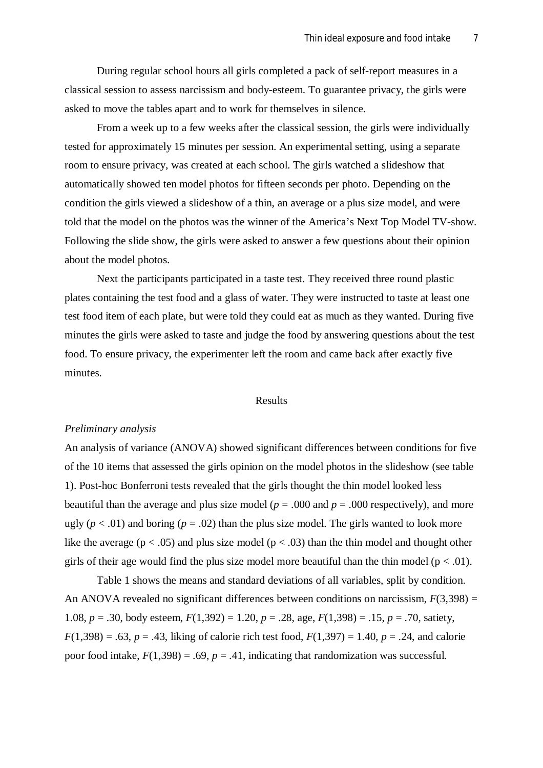During regular school hours all girls completed a pack of self-report measures in a classical session to assess narcissism and body-esteem. To guarantee privacy, the girls were asked to move the tables apart and to work for themselves in silence.

From a week up to a few weeks after the classical session, the girls were individually tested for approximately 15 minutes per session. An experimental setting, using a separate room to ensure privacy, was created at each school. The girls watched a slideshow that automatically showed ten model photos for fifteen seconds per photo. Depending on the condition the girls viewed a slideshow of a thin, an average or a plus size model, and were told that the model on the photos was the winner of the America's Next Top Model TV-show. Following the slide show, the girls were asked to answer a few questions about their opinion about the model photos.

Next the participants participated in a taste test. They received three round plastic plates containing the test food and a glass of water. They were instructed to taste at least one test food item of each plate, but were told they could eat as much as they wanted. During five minutes the girls were asked to taste and judge the food by answering questions about the test food. To ensure privacy, the experimenter left the room and came back after exactly five minutes.

## Results

### *Preliminary analysis*

An analysis of variance (ANOVA) showed significant differences between conditions for five of the 10 items that assessed the girls opinion on the model photos in the slideshow (see table 1). Post-hoc Bonferroni tests revealed that the girls thought the thin model looked less beautiful than the average and plus size model ($p = .000$ and $p = .000$ respectively), and more ugly ($p < .01$) and boring ($p = .02$) than the plus size model. The girls wanted to look more like the average ($p < .05$) and plus size model ($p < .03$) than the thin model and thought other girls of their age would find the plus size model more beautiful than the thin model ($p < .01$).

Table 1 shows the means and standard deviations of all variables, split by condition. An ANOVA revealed no significant differences between conditions on narcissism, $F(3,398) = 1.08$, $p = .30$, body esteem, $F(1,392) = 1.20$, $p = .28$, age, $F(1,398) = .15$, $p = .70$, satiety, $F(1,398) = .63$, $p = .43$, liking of calorie rich test food, $F(1,397) = 1.40$, $p = .24$, and calorie poor food intake, $F(1,398) = .69$, $p = .41$, indicating that randomization was successful.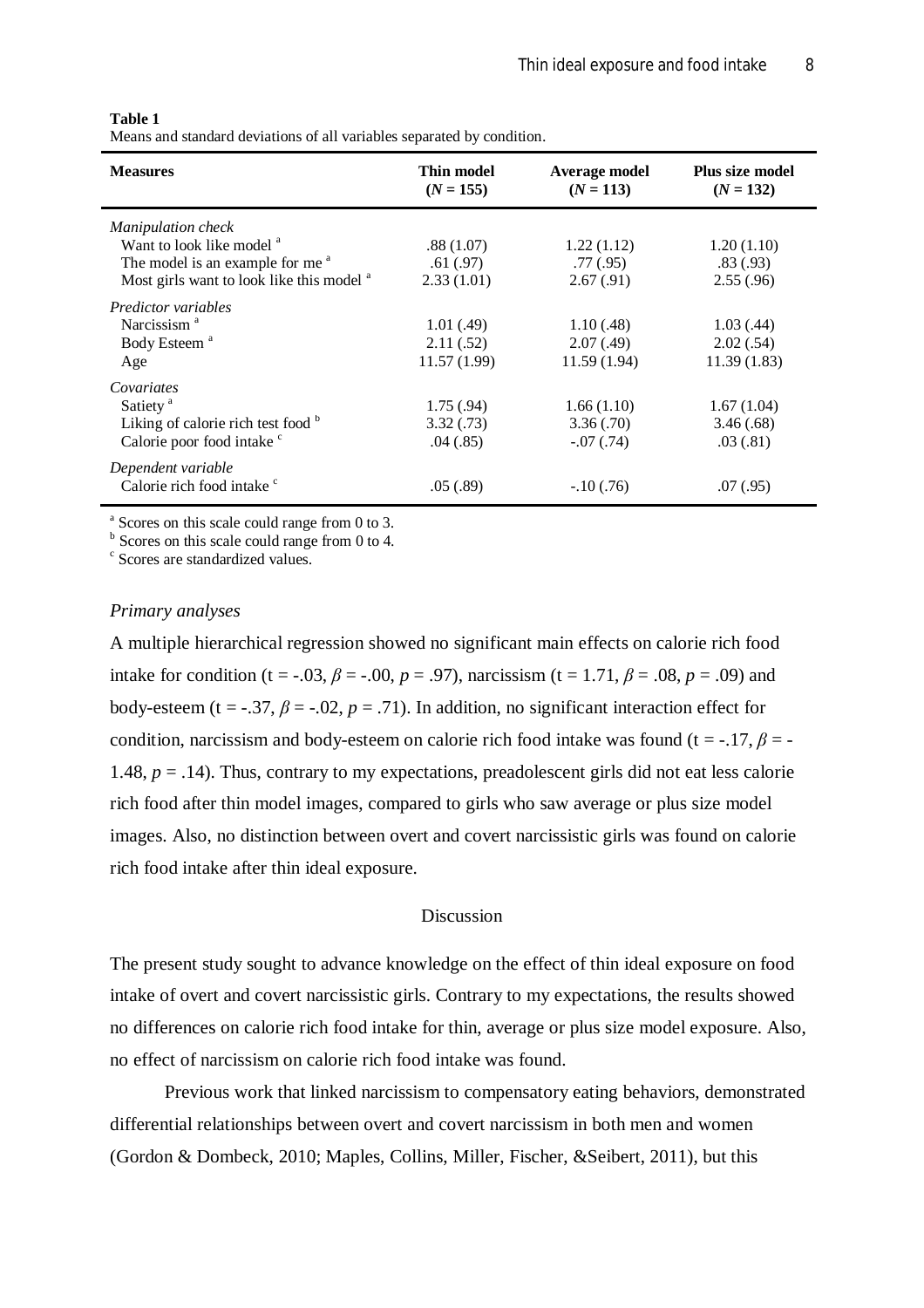**Table 1**
Means and standard deviations of all variables separated by condition.

| **Measures** | **Thin model ($N$ = 155)** | **Average model ($N$ = 113)** | **Plus size model ($N$ = 132)** |
|---|---|---|---|
| *Manipulation check* | | | |
| Want to look like model [a] | .88 (1.07) | 1.22 (1.12) | 1.20 (1.10) |
| The model is an example for me [a] | .61 (.97) | .77 (.95) | .83 (.93) |
| Most girls want to look like this model [a] | 2.33 (1.01) | 2.67 (.91) | 2.55 (.96) |
| *Predictor variables* | | | |
| Narcissism [a] | 1.01 (.49) | 1.10 (.48) | 1.03 (.44) |
| Body Esteem [a] | 2.11 (.52) | 2.07 (.49) | 2.02 (.54) |
| Age | 11.57 (1.99) | 11.59 (1.94) | 11.39 (1.83) |
| *Covariates* | | | |
| Satiety [a] | 1.75 (.94) | 1.66 (1.10) | 1.67 (1.04) |
| Liking of calorie rich test food [b] | 3.32 (.73) | 3.36 (.70) | 3.46 (.68) |
| Calorie poor food intake [c] | .04 (.85) | -.07 (.74) | .03 (.81) |
| *Dependent variable* | | | |
| Calorie rich food intake [c] | .05 (.89) | -.10 (.76) | .07 (.95) |

[a] Scores on this scale could range from 0 to 3.
[b] Scores on this scale could range from 0 to 4.
[c] Scores are standardized values.

*Primary analyses*

A multiple hierarchical regression showed no significant main effects on calorie rich food intake for condition (t = -.03, $\beta$ = -.00, $p$ = .97), narcissism (t = 1.71, $\beta$ = .08, $p$ = .09) and body-esteem (t = -.37, $\beta$ = -.02, $p$ = .71). In addition, no significant interaction effect for condition, narcissism and body-esteem on calorie rich food intake was found (t = -.17, $\beta$ = -1.48, $p$ = .14). Thus, contrary to my expectations, preadolescent girls did not eat less calorie rich food after thin model images, compared to girls who saw average or plus size model images. Also, no distinction between overt and covert narcissistic girls was found on calorie rich food intake after thin ideal exposure.

## Discussion

The present study sought to advance knowledge on the effect of thin ideal exposure on food intake of overt and covert narcissistic girls. Contrary to my expectations, the results showed no differences on calorie rich food intake for thin, average or plus size model exposure. Also, no effect of narcissism on calorie rich food intake was found.

Previous work that linked narcissism to compensatory eating behaviors, demonstrated differential relationships between overt and covert narcissism in both men and women (Gordon & Dombeck, 2010; Maples, Collins, Miller, Fischer, &Seibert, 2011), but this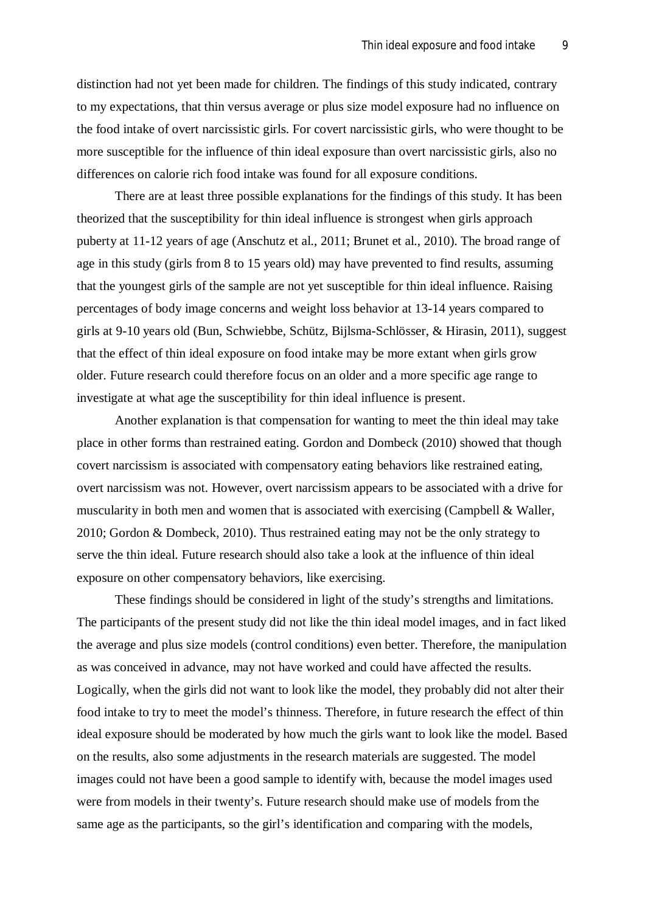distinction had not yet been made for children. The findings of this study indicated, contrary to my expectations, that thin versus average or plus size model exposure had no influence on the food intake of overt narcissistic girls. For covert narcissistic girls, who were thought to be more susceptible for the influence of thin ideal exposure than overt narcissistic girls, also no differences on calorie rich food intake was found for all exposure conditions.

There are at least three possible explanations for the findings of this study. It has been theorized that the susceptibility for thin ideal influence is strongest when girls approach puberty at 11-12 years of age (Anschutz et al., 2011; Brunet et al., 2010). The broad range of age in this study (girls from 8 to 15 years old) may have prevented to find results, assuming that the youngest girls of the sample are not yet susceptible for thin ideal influence. Raising percentages of body image concerns and weight loss behavior at 13-14 years compared to girls at 9-10 years old (Bun, Schwiebbe, Schütz, Bijlsma-Schlösser, & Hirasin, 2011), suggest that the effect of thin ideal exposure on food intake may be more extant when girls grow older. Future research could therefore focus on an older and a more specific age range to investigate at what age the susceptibility for thin ideal influence is present.

Another explanation is that compensation for wanting to meet the thin ideal may take place in other forms than restrained eating. Gordon and Dombeck (2010) showed that though covert narcissism is associated with compensatory eating behaviors like restrained eating, overt narcissism was not. However, overt narcissism appears to be associated with a drive for muscularity in both men and women that is associated with exercising (Campbell & Waller, 2010; Gordon & Dombeck, 2010). Thus restrained eating may not be the only strategy to serve the thin ideal. Future research should also take a look at the influence of thin ideal exposure on other compensatory behaviors, like exercising.

These findings should be considered in light of the study's strengths and limitations. The participants of the present study did not like the thin ideal model images, and in fact liked the average and plus size models (control conditions) even better. Therefore, the manipulation as was conceived in advance, may not have worked and could have affected the results. Logically, when the girls did not want to look like the model, they probably did not alter their food intake to try to meet the model's thinness. Therefore, in future research the effect of thin ideal exposure should be moderated by how much the girls want to look like the model. Based on the results, also some adjustments in the research materials are suggested. The model images could not have been a good sample to identify with, because the model images used were from models in their twenty's. Future research should make use of models from the same age as the participants, so the girl's identification and comparing with the models,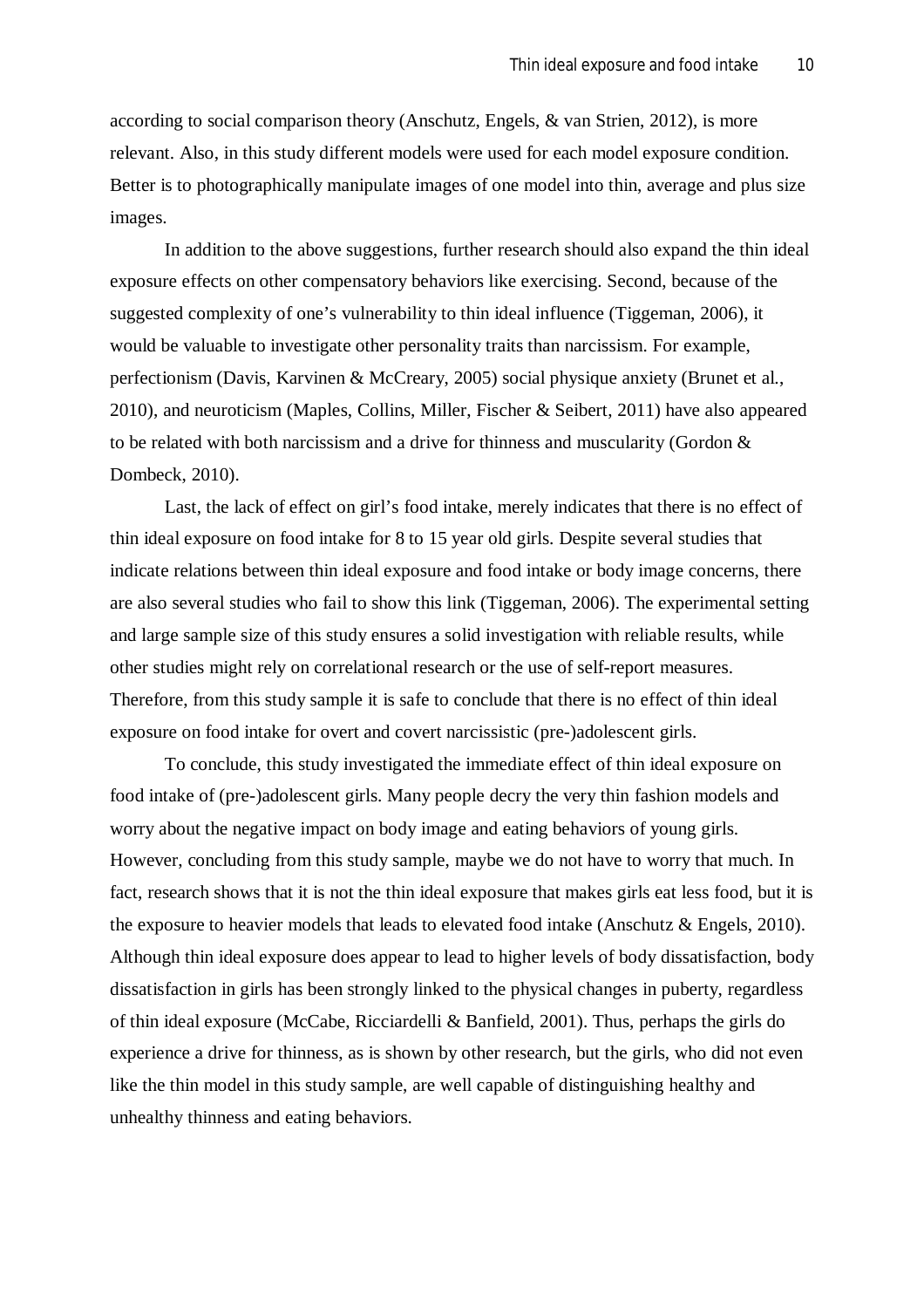according to social comparison theory (Anschutz, Engels, & van Strien, 2012), is more relevant. Also, in this study different models were used for each model exposure condition. Better is to photographically manipulate images of one model into thin, average and plus size images.

In addition to the above suggestions, further research should also expand the thin ideal exposure effects on other compensatory behaviors like exercising. Second, because of the suggested complexity of one's vulnerability to thin ideal influence (Tiggeman, 2006), it would be valuable to investigate other personality traits than narcissism. For example, perfectionism (Davis, Karvinen & McCreary, 2005) social physique anxiety (Brunet et al., 2010), and neuroticism (Maples, Collins, Miller, Fischer & Seibert, 2011) have also appeared to be related with both narcissism and a drive for thinness and muscularity (Gordon & Dombeck, 2010).

Last, the lack of effect on girl's food intake, merely indicates that there is no effect of thin ideal exposure on food intake for 8 to 15 year old girls. Despite several studies that indicate relations between thin ideal exposure and food intake or body image concerns, there are also several studies who fail to show this link (Tiggeman, 2006). The experimental setting and large sample size of this study ensures a solid investigation with reliable results, while other studies might rely on correlational research or the use of self-report measures. Therefore, from this study sample it is safe to conclude that there is no effect of thin ideal exposure on food intake for overt and covert narcissistic (pre-)adolescent girls.

To conclude, this study investigated the immediate effect of thin ideal exposure on food intake of (pre-)adolescent girls. Many people decry the very thin fashion models and worry about the negative impact on body image and eating behaviors of young girls. However, concluding from this study sample, maybe we do not have to worry that much. In fact, research shows that it is not the thin ideal exposure that makes girls eat less food, but it is the exposure to heavier models that leads to elevated food intake (Anschutz & Engels, 2010). Although thin ideal exposure does appear to lead to higher levels of body dissatisfaction, body dissatisfaction in girls has been strongly linked to the physical changes in puberty, regardless of thin ideal exposure (McCabe, Ricciardelli & Banfield, 2001). Thus, perhaps the girls do experience a drive for thinness, as is shown by other research, but the girls, who did not even like the thin model in this study sample, are well capable of distinguishing healthy and unhealthy thinness and eating behaviors.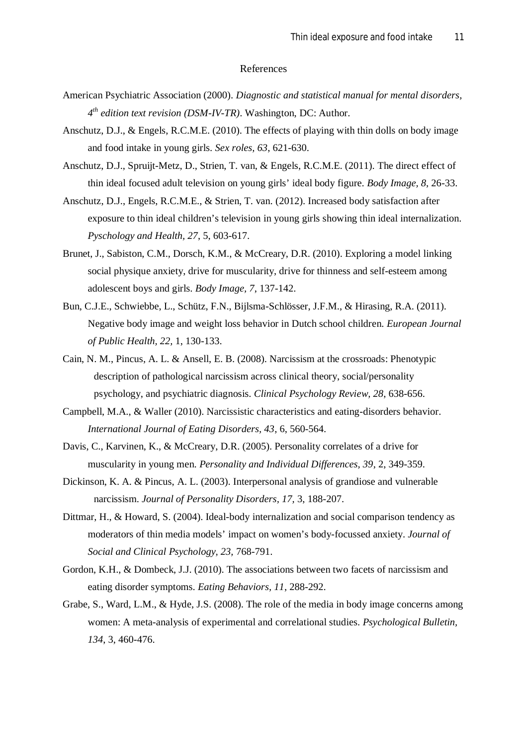# References

American Psychiatric Association (2000). *Diagnostic and statistical manual for mental disorders, 4th edition text revision (DSM-IV-TR)*. Washington, DC: Author.

Anschutz, D.J., & Engels, R.C.M.E. (2010). The effects of playing with thin dolls on body image and food intake in young girls. *Sex roles, 63*, 621-630.

Anschutz, D.J., Spruijt-Metz, D., Strien, T. van, & Engels, R.C.M.E. (2011). The direct effect of thin ideal focused adult television on young girls' ideal body figure. *Body Image, 8*, 26-33.

Anschutz, D.J., Engels, R.C.M.E., & Strien, T. van. (2012). Increased body satisfaction after exposure to thin ideal children's television in young girls showing thin ideal internalization. *Pyschology and Health, 27*, 5, 603-617.

Brunet, J., Sabiston, C.M., Dorsch, K.M., & McCreary, D.R. (2010). Exploring a model linking social physique anxiety, drive for muscularity, drive for thinness and self-esteem among adolescent boys and girls. *Body Image, 7*, 137-142.

Bun, C.J.E., Schwiebbe, L., Schütz, F.N., Bijlsma-Schlösser, J.F.M., & Hirasing, R.A. (2011). Negative body image and weight loss behavior in Dutch school children. *European Journal of Public Health, 22*, 1, 130-133.

Cain, N. M., Pincus, A. L. & Ansell, E. B. (2008). Narcissism at the crossroads: Phenotypic description of pathological narcissism across clinical theory, social/personality psychology, and psychiatric diagnosis. *Clinical Psychology Review, 28*, 638-656.

Campbell, M.A., & Waller (2010). Narcissistic characteristics and eating-disorders behavior. *International Journal of Eating Disorders, 43*, 6, 560-564.

Davis, C., Karvinen, K., & McCreary, D.R. (2005). Personality correlates of a drive for muscularity in young men. *Personality and Individual Differences, 39*, 2, 349-359.

Dickinson, K. A. & Pincus, A. L. (2003). Interpersonal analysis of grandiose and vulnerable narcissism. *Journal of Personality Disorders, 17*, 3, 188-207.

Dittmar, H., & Howard, S. (2004). Ideal-body internalization and social comparison tendency as moderators of thin media models' impact on women's body-focussed anxiety. *Journal of Social and Clinical Psychology, 23*, 768-791.

Gordon, K.H., & Dombeck, J.J. (2010). The associations between two facets of narcissism and eating disorder symptoms. *Eating Behaviors, 11*, 288-292.

Grabe, S., Ward, L.M., & Hyde, J.S. (2008). The role of the media in body image concerns among women: A meta-analysis of experimental and correlational studies. *Psychological Bulletin, 134*, 3, 460-476.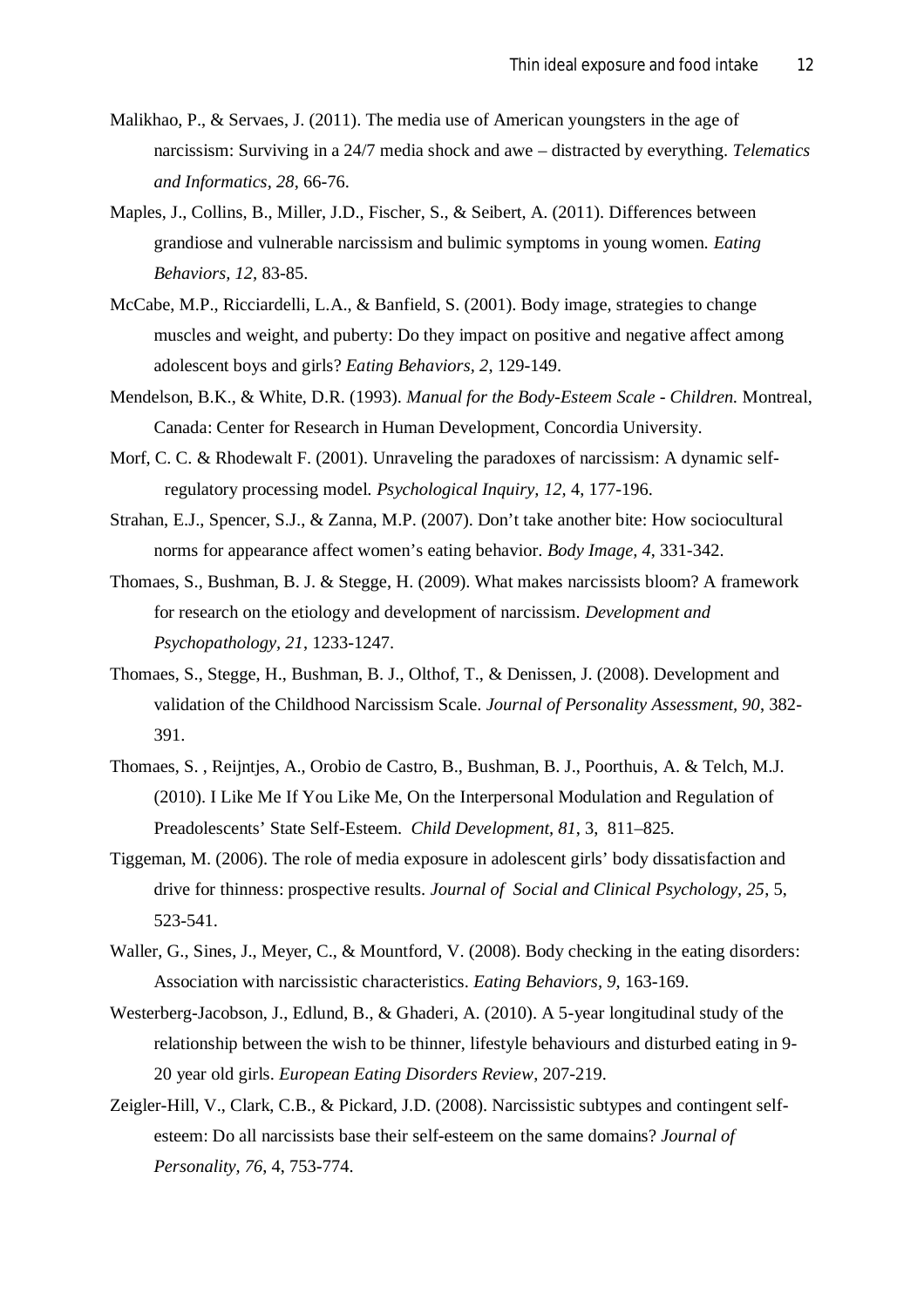Malikhao, P., & Servaes, J. (2011). The media use of American youngsters in the age of narcissism: Surviving in a 24/7 media shock and awe – distracted by everything. *Telematics and Informatics, 28*, 66-76.

Maples, J., Collins, B., Miller, J.D., Fischer, S., & Seibert, A. (2011). Differences between grandiose and vulnerable narcissism and bulimic symptoms in young women. *Eating Behaviors, 12,* 83-85.

McCabe, M.P., Ricciardelli, L.A., & Banfield, S. (2001). Body image, strategies to change muscles and weight, and puberty: Do they impact on positive and negative affect among adolescent boys and girls? *Eating Behaviors, 2*, 129-149.

Mendelson, B.K., & White, D.R. (1993). *Manual for the Body-Esteem Scale - Children.* Montreal, Canada: Center for Research in Human Development, Concordia University.

Morf, C. C. & Rhodewalt F. (2001). Unraveling the paradoxes of narcissism: A dynamic self-regulatory processing model. *Psychological Inquiry, 12,* 4, 177-196.

Strahan, E.J., Spencer, S.J., & Zanna, M.P. (2007). Don't take another bite: How sociocultural norms for appearance affect women's eating behavior. *Body Image, 4*, 331-342.

Thomaes, S., Bushman, B. J. & Stegge, H. (2009). What makes narcissists bloom? A framework for research on the etiology and development of narcissism. *Development and Psychopathology, 21*, 1233-1247.

Thomaes, S., Stegge, H., Bushman, B. J., Olthof, T., & Denissen, J. (2008). Development and validation of the Childhood Narcissism Scale. *Journal of Personality Assessment, 90*, 382-391.

Thomaes, S. , Reijntjes, A., Orobio de Castro, B., Bushman, B. J., Poorthuis, A. & Telch, M.J. (2010). I Like Me If You Like Me, On the Interpersonal Modulation and Regulation of Preadolescents' State Self-Esteem. *Child Development, 81*, 3, 811–825.

Tiggeman, M. (2006). The role of media exposure in adolescent girls' body dissatisfaction and drive for thinness: prospective results. *Journal of Social and Clinical Psychology, 25*, 5, 523-541.

Waller, G., Sines, J., Meyer, C., & Mountford, V. (2008). Body checking in the eating disorders: Association with narcissistic characteristics. *Eating Behaviors, 9,* 163-169.

Westerberg-Jacobson, J., Edlund, B., & Ghaderi, A. (2010). A 5-year longitudinal study of the relationship between the wish to be thinner, lifestyle behaviours and disturbed eating in 9-20 year old girls. *European Eating Disorders Review*, 207-219.

Zeigler-Hill, V., Clark, C.B., & Pickard, J.D. (2008). Narcissistic subtypes and contingent self-esteem: Do all narcissists base their self-esteem on the same domains? *Journal of Personality, 76*, 4, 753-774.